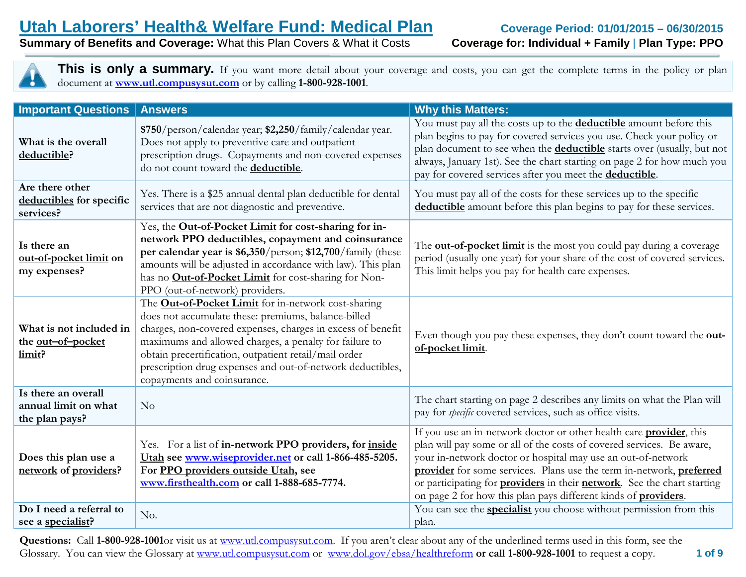# Utah Laborers' Health& Welfare Fund: Medical Plan

**Coverage Period: 01/01/2015 – 06/30/2015**

**Summary of Benefits and Coverage:** What this Plan Covers & What it Costs

**Coverage for: Individual + Family | Plan Type: PPO**

**This is only a summary.** If you want more detail about your coverage and costs, you can get the complete terms in the policy or plan document at **www.utl.compusysut.com** or by calling **1-800-928-1001**.

| Important Questions | Answers | Why this Matters: |
|---|---|---|
| **What is the overall deductible?** | **$750**/person/calendar year; **$2,250**/family/calendar year. Does not apply to preventive care and outpatient prescription drugs. Copayments and non-covered expenses do not count toward the **deductible**. | You must pay all the costs up to the **deductible** amount before this plan begins to pay for covered services you use. Check your policy or plan document to see when the **deductible** starts over (usually, but not always, January 1st). See the chart starting on page 2 for how much you pay for covered services after you meet the **deductible**. |
| **Are there other deductibles for specific services?** | Yes. There is a $25 annual dental plan deductible for dental services that are not diagnostic and preventive. | You must pay all of the costs for these services up to the specific **deductible** amount before this plan begins to pay for these services. |
| **Is there an out-of-pocket limit on my expenses?** | Yes, the **Out-of-Pocket Limit for cost-sharing for in-network PPO deductibles, copayment and coinsurance per calendar year is $6,350**/person; **$12,700**/family (these amounts will be adjusted in accordance with law). This plan has no **Out-of-Pocket Limit** for cost-sharing for Non-PPO (out-of-network) providers. | The **out-of-pocket limit** is the most you could pay during a coverage period (usually one year) for your share of the cost of covered services. This limit helps you pay for health care expenses. |
| **What is not included in the out–of–pocket limit?** | The **Out-of-Pocket Limit** for in-network cost-sharing does not accumulate these: premiums, balance-billed charges, non-covered expenses, charges in excess of benefit maximums and allowed charges, a penalty for failure to obtain precertification, outpatient retail/mail order prescription drug expenses and out-of-network deductibles, copayments and coinsurance. | Even though you pay these expenses, they don't count toward the **out-of-pocket limit**. |
| **Is there an overall annual limit on what the plan pays?** | No | The chart starting on page 2 describes any limits on what the Plan will pay for *specific* covered services, such as office visits. |
| **Does this plan use a network of providers?** | Yes. For a list of **in-network PPO providers, for inside Utah see www.wiseprovider.net or call 1-866-485-5205. For PPO providers outside Utah, see www.firsthealth.com or call 1-888-685-7774.** | If you use an in-network doctor or other health care **provider**, this plan will pay some or all of the costs of covered services. Be aware, your in-network doctor or hospital may use an out-of-network **provider** for some services. Plans use the term in-network, **preferred** or participating for **providers** in their **network**. See the chart starting on page 2 for how this plan pays different kinds of **providers**. |
| **Do I need a referral to see a specialist?** | No. | You can see the **specialist** you choose without permission from this plan. |

**Questions:** Call **1-800-928-1001**or visit us at www.utl.compusysut.com. If you aren't clear about any of the underlined terms used in this form, see the Glossary. You can view the Glossary at www.utl.compusysut.com or www.dol.gov/ebsa/healthreform **or call 1-800-928-1001** to request a copy.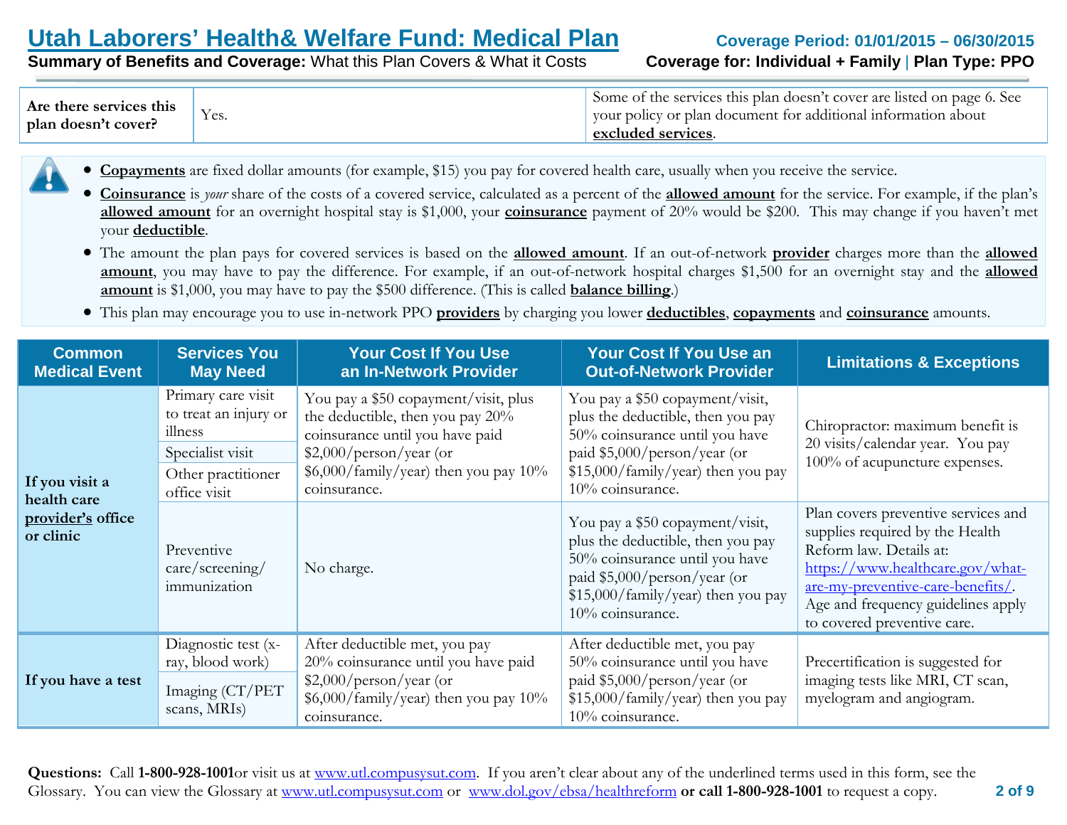# Utah Laborers' Health& Welfare Fund: Medical Plan

**Summary of Benefits and Coverage:** What this Plan Covers & What it Costs

**Coverage Period: 01/01/2015 – 06/30/2015**

**Coverage for: Individual + Family | Plan Type: PPO**

| **Are there services this plan doesn't cover?** | Yes. | Some of the services this plan doesn't cover are listed on page 6. See your policy or plan document for additional information about **excluded services**. |
|---|---|---|

- **Copayments** are fixed dollar amounts (for example, $15) you pay for covered health care, usually when you receive the service.
- **Coinsurance** is *your* share of the costs of a covered service, calculated as a percent of the **allowed amount** for the service. For example, if the plan's **allowed amount** for an overnight hospital stay is $1,000, your **coinsurance** payment of 20% would be $200. This may change if you haven't met your **deductible**.
- The amount the plan pays for covered services is based on the **allowed amount**. If an out-of-network **provider** charges more than the **allowed amount**, you may have to pay the difference. For example, if an out-of-network hospital charges $1,500 for an overnight stay and the **allowed amount** is $1,000, you may have to pay the $500 difference. (This is called **balance billing**.)
- This plan may encourage you to use in-network PPO **providers** by charging you lower **deductibles**, **copayments** and **coinsurance** amounts.

| Common Medical Event | Services You May Need | Your Cost If You Use an In-Network Provider | Your Cost If You Use an Out-of-Network Provider | Limitations & Exceptions |
|---|---|---|---|---|
| **If you visit a health care provider's office or clinic** | Primary care visit to treat an injury or illness | You pay a $50 copayment/visit, plus the deductible, then you pay 20% coinsurance until you have paid $2,000/person/year (or $6,000/family/year) then you pay 10% coinsurance. | You pay a $50 copayment/visit, plus the deductible, then you pay 50% coinsurance until you have paid $5,000/person/year (or $15,000/family/year) then you pay 10% coinsurance. | Chiropractor: maximum benefit is 20 visits/calendar year. You pay 100% of acupuncture expenses. |
| | Specialist visit | | | |
| | Other practitioner office visit | | | |
| | Preventive care/screening/ immunization | No charge. | You pay a $50 copayment/visit, plus the deductible, then you pay 50% coinsurance until you have paid $5,000/person/year (or $15,000/family/year) then you pay 10% coinsurance. | Plan covers preventive services and supplies required by the Health Reform law. Details at: https://www.healthcare.gov/what-are-my-preventive-care-benefits/. Age and frequency guidelines apply to covered preventive care. |
| **If you have a test** | Diagnostic test (x-ray, blood work) | After deductible met, you pay 20% coinsurance until you have paid $2,000/person/year (or $6,000/family/year) then you pay 10% coinsurance. | After deductible met, you pay 50% coinsurance until you have paid $5,000/person/year (or $15,000/family/year) then you pay 10% coinsurance. | Precertification is suggested for imaging tests like MRI, CT scan, myelogram and angiogram. |
| | Imaging (CT/PET scans, MRIs) | | | |

**Questions:** Call **1-800-928-1001** or visit us at www.utl.compusysut.com. If you aren't clear about any of the underlined terms used in this form, see the Glossary. You can view the Glossary at www.utl.compusysut.com or www.dol.gov/ebsa/healthreform **or call 1-800-928-1001** to request a copy.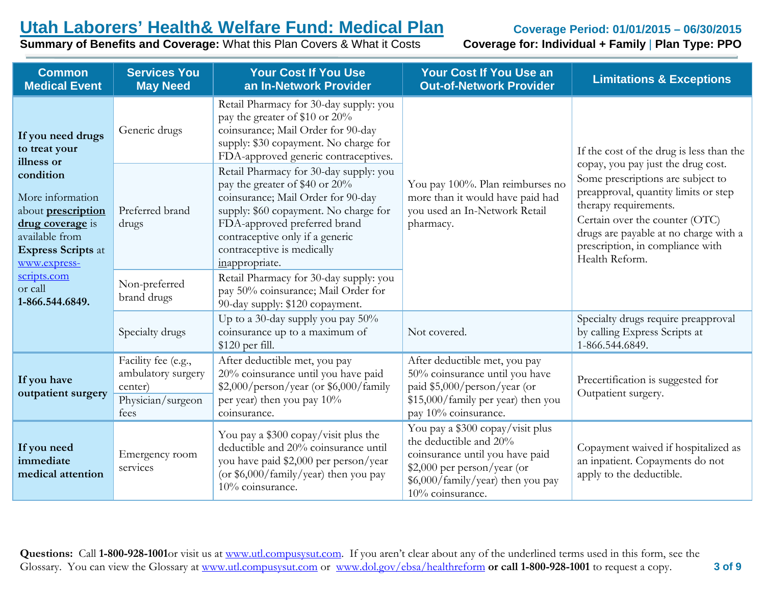# Utah Laborers' Health& Welfare Fund: Medical Plan

**Summary of Benefits and Coverage:** What this Plan Covers & What it Costs

**Coverage Period: 01/01/2015 – 06/30/2015**

**Coverage for: Individual + Family | Plan Type: PPO**

| Common Medical Event | Services You May Need | Your Cost If You Use an In-Network Provider | Your Cost If You Use an Out-of-Network Provider | Limitations & Exceptions |
|---|---|---|---|---|
| **If you need drugs to treat your illness or condition**<br><br>More information about **prescription drug coverage** is available from **Express Scripts** at www.express-scripts.com or call **1-866.544.6849.** | Generic drugs | Retail Pharmacy for 30-day supply: you pay the greater of $10 or 20% coinsurance; Mail Order for 90-day supply: $30 copayment. No charge for FDA-approved generic contraceptives. | You pay 100%. Plan reimburses no more than it would have paid had you used an In-Network Retail pharmacy. | If the cost of the drug is less than the copay, you pay just the drug cost.<br>Some prescriptions are subject to preapproval, quantity limits or step therapy requirements.<br>Certain over the counter (OTC) drugs are payable at no charge with a prescription, in compliance with Health Reform. |
| | Preferred brand drugs | Retail Pharmacy for 30-day supply: you pay the greater of $40 or 20% coinsurance; Mail Order for 90-day supply: $60 copayment. No charge for FDA-approved preferred brand contraceptive only if a generic contraceptive is medically inappropriate. | | |
| | Non-preferred brand drugs | Retail Pharmacy for 30-day supply: you pay 50% coinsurance; Mail Order for 90-day supply: $120 copayment. | | |
| | Specialty drugs | Up to a 30-day supply you pay 50% coinsurance up to a maximum of $120 per fill. | Not covered. | Specialty drugs require preapproval by calling Express Scripts at 1-866.544.6849. |
| **If you have outpatient surgery** | Facility fee (e.g., ambulatory surgery center)<br>Physician/surgeon fees | After deductible met, you pay 20% coinsurance until you have paid $2,000/person/year (or $6,000/family per year) then you pay 10% coinsurance. | After deductible met, you pay 50% coinsurance until you have paid $5,000/person/year (or $15,000/family per year) then you pay 10% coinsurance. | Precertification is suggested for Outpatient surgery. |
| **If you need immediate medical attention** | Emergency room services | You pay a $300 copay/visit plus the deductible and 20% coinsurance until you have paid $2,000 per person/year (or $6,000/family/year) then you pay 10% coinsurance. | You pay a $300 copay/visit plus the deductible and 20% coinsurance until you have paid $2,000 per person/year (or $6,000/family/year) then you pay 10% coinsurance. | Copayment waived if hospitalized as an inpatient. Copayments do not apply to the deductible. |

**Questions:** Call **1-800-928-1001**or visit us at www.utl.compusysut.com. If you aren't clear about any of the underlined terms used in this form, see the Glossary. You can view the Glossary at www.utl.compusysut.com or www.dol.gov/ebsa/healthreform **or call 1-800-928-1001** to request a copy.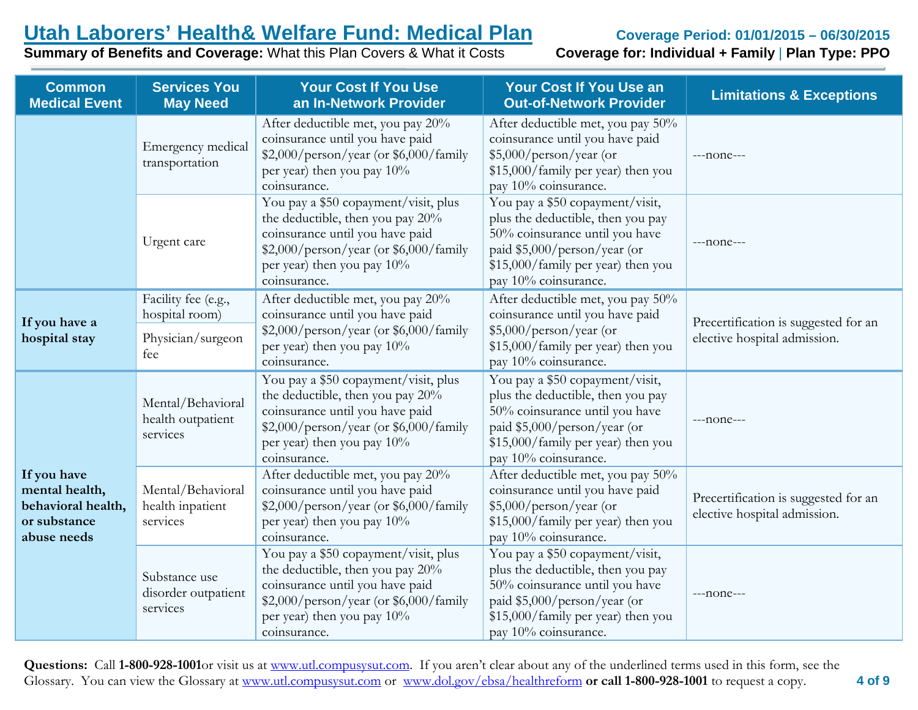# Utah Laborers' Health& Welfare Fund: Medical Plan

**Coverage Period: 01/01/2015 – 06/30/2015**

**Summary of Benefits and Coverage:** What this Plan Covers & What it Costs

**Coverage for: Individual + Family | Plan Type: PPO**

| Common Medical Event | Services You May Need | Your Cost If You Use an In-Network Provider | Your Cost If You Use an Out-of-Network Provider | Limitations & Exceptions |
|---|---|---|---|---|
| | Emergency medical transportation | After deductible met, you pay 20% coinsurance until you have paid $2,000/person/year (or $6,000/family per year) then you pay 10% coinsurance. | After deductible met, you pay 50% coinsurance until you have paid $5,000/person/year (or $15,000/family per year) then you pay 10% coinsurance. | ---none--- |
| | Urgent care | You pay a $50 copayment/visit, plus the deductible, then you pay 20% coinsurance until you have paid $2,000/person/year (or $6,000/family per year) then you pay 10% coinsurance. | You pay a $50 copayment/visit, plus the deductible, then you pay 50% coinsurance until you have paid $5,000/person/year (or $15,000/family per year) then you pay 10% coinsurance. | ---none--- |
| **If you have a hospital stay** | Facility fee (e.g., hospital room)<br>Physician/surgeon fee | After deductible met, you pay 20% coinsurance until you have paid $2,000/person/year (or $6,000/family per year) then you pay 10% coinsurance. | After deductible met, you pay 50% coinsurance until you have paid $5,000/person/year (or $15,000/family per year) then you pay 10% coinsurance. | Precertification is suggested for an elective hospital admission. |
| **If you have mental health, behavioral health, or substance abuse needs** | Mental/Behavioral health outpatient services | You pay a $50 copayment/visit, plus the deductible, then you pay 20% coinsurance until you have paid $2,000/person/year (or $6,000/family per year) then you pay 10% coinsurance. | You pay a $50 copayment/visit, plus the deductible, then you pay 50% coinsurance until you have paid $5,000/person/year (or $15,000/family per year) then you pay 10% coinsurance. | ---none--- |
| | Mental/Behavioral health inpatient services | After deductible met, you pay 20% coinsurance until you have paid $2,000/person/year (or $6,000/family per year) then you pay 10% coinsurance. | After deductible met, you pay 50% coinsurance until you have paid $5,000/person/year (or $15,000/family per year) then you pay 10% coinsurance. | Precertification is suggested for an elective hospital admission. |
| | Substance use disorder outpatient services | You pay a $50 copayment/visit, plus the deductible, then you pay 20% coinsurance until you have paid $2,000/person/year (or $6,000/family per year) then you pay 10% coinsurance. | You pay a $50 copayment/visit, plus the deductible, then you pay 50% coinsurance until you have paid $5,000/person/year (or $15,000/family per year) then you pay 10% coinsurance. | ---none--- |

**Questions:** Call **1-800-928-1001**or visit us at www.utl.compusysut.com. If you aren't clear about any of the underlined terms used in this form, see the Glossary. You can view the Glossary at www.utl.compusysut.com or www.dol.gov/ebsa/healthreform **or call 1-800-928-1001** to request a copy.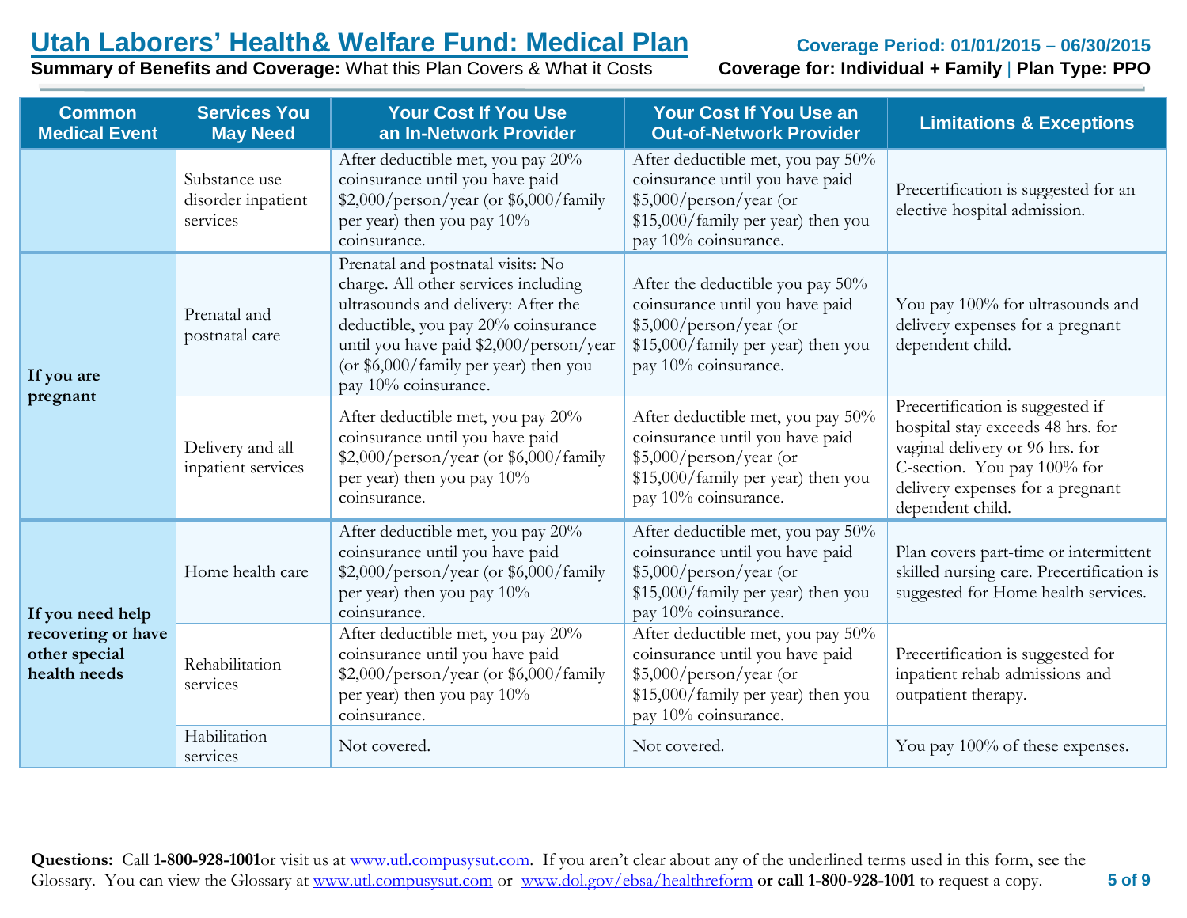# Utah Laborers' Health& Welfare Fund: Medical Plan

**Summary of Benefits and Coverage:** What this Plan Covers & What it Costs

**Coverage Period: 01/01/2015 – 06/30/2015**

**Coverage for: Individual + Family | Plan Type: PPO**

| Common Medical Event | Services You May Need | Your Cost If You Use an In-Network Provider | Your Cost If You Use an Out-of-Network Provider | Limitations & Exceptions |
|---|---|---|---|---|
| | Substance use disorder inpatient services | After deductible met, you pay 20% coinsurance until you have paid $2,000/person/year (or $6,000/family per year) then you pay 10% coinsurance. | After deductible met, you pay 50% coinsurance until you have paid $5,000/person/year (or $15,000/family per year) then you pay 10% coinsurance. | Precertification is suggested for an elective hospital admission. |
| **If you are pregnant** | Prenatal and postnatal care | Prenatal and postnatal visits: No charge. All other services including ultrasounds and delivery: After the deductible, you pay 20% coinsurance until you have paid $2,000/person/year (or $6,000/family per year) then you pay 10% coinsurance. | After the deductible you pay 50% coinsurance until you have paid $5,000/person/year (or $15,000/family per year) then you pay 10% coinsurance. | You pay 100% for ultrasounds and delivery expenses for a pregnant dependent child. |
| | Delivery and all inpatient services | After deductible met, you pay 20% coinsurance until you have paid $2,000/person/year (or $6,000/family per year) then you pay 10% coinsurance. | After deductible met, you pay 50% coinsurance until you have paid $5,000/person/year (or $15,000/family per year) then you pay 10% coinsurance. | Precertification is suggested if hospital stay exceeds 48 hrs. for vaginal delivery or 96 hrs. for C-section. You pay 100% for delivery expenses for a pregnant dependent child. |
| **If you need help recovering or have other special health needs** | Home health care | After deductible met, you pay 20% coinsurance until you have paid $2,000/person/year (or $6,000/family per year) then you pay 10% coinsurance. | After deductible met, you pay 50% coinsurance until you have paid $5,000/person/year (or $15,000/family per year) then you pay 10% coinsurance. | Plan covers part-time or intermittent skilled nursing care. Precertification is suggested for Home health services. |
| | Rehabilitation services | After deductible met, you pay 20% coinsurance until you have paid $2,000/person/year (or $6,000/family per year) then you pay 10% coinsurance. | After deductible met, you pay 50% coinsurance until you have paid $5,000/person/year (or $15,000/family per year) then you pay 10% coinsurance. | Precertification is suggested for inpatient rehab admissions and outpatient therapy. |
| | Habilitation services | Not covered. | Not covered. | You pay 100% of these expenses. |

**Questions:** Call **1-800-928-1001**or visit us at www.utl.compusysut.com. If you aren't clear about any of the underlined terms used in this form, see the Glossary. You can view the Glossary at www.utl.compusysut.com or www.dol.gov/ebsa/healthreform **or call 1-800-928-1001** to request a copy.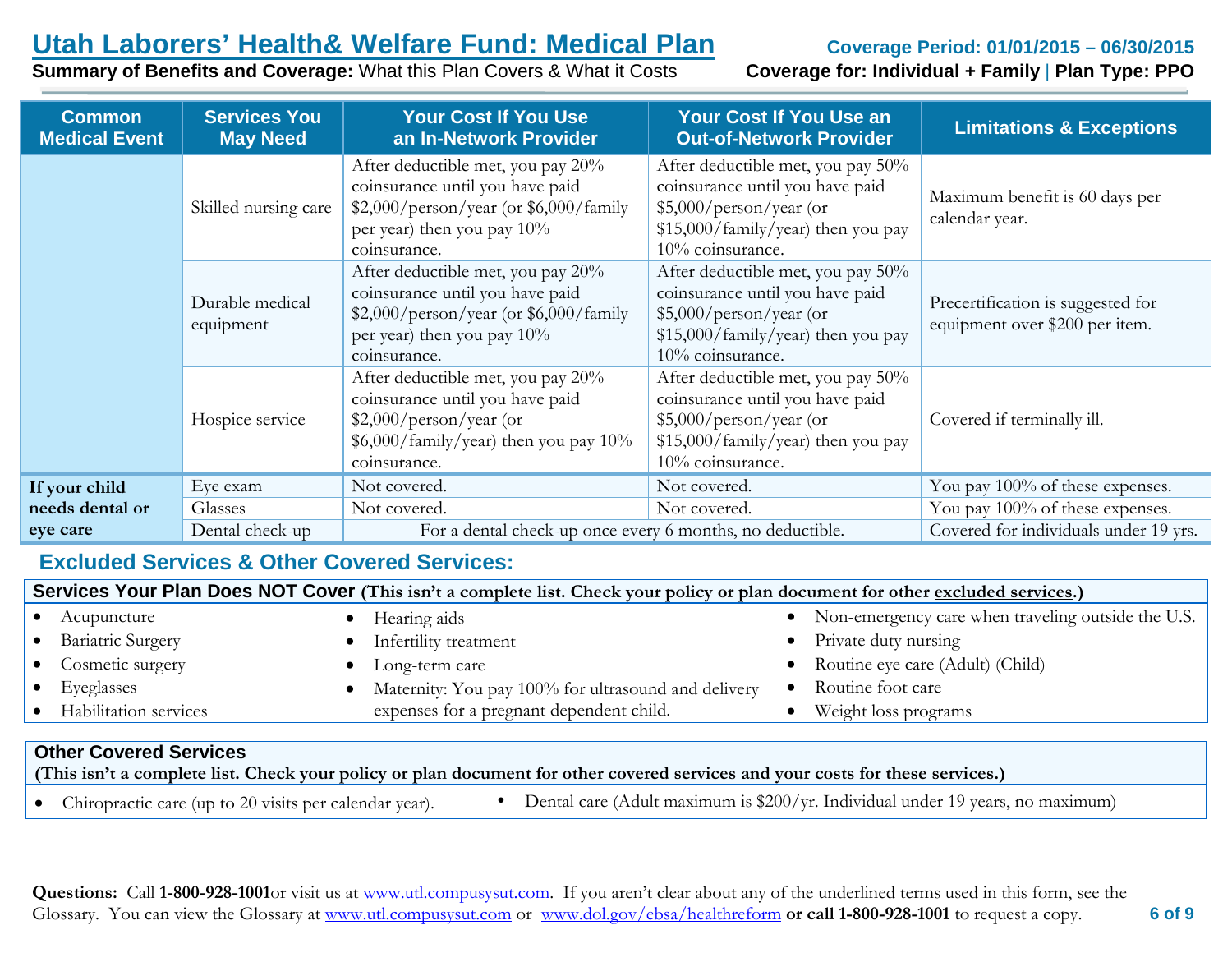# Utah Laborers' Health& Welfare Fund: Medical Plan

**Summary of Benefits and Coverage:** What this Plan Covers & What it Costs

**Coverage Period: 01/01/2015 – 06/30/2015**

**Coverage for: Individual + Family | Plan Type: PPO**

| Common Medical Event | Services You May Need | Your Cost If You Use an In-Network Provider | Your Cost If You Use an Out-of-Network Provider | Limitations & Exceptions |
|---|---|---|---|---|
| | Skilled nursing care | After deductible met, you pay 20% coinsurance until you have paid $2,000/person/year (or $6,000/family per year) then you pay 10% coinsurance. | After deductible met, you pay 50% coinsurance until you have paid $5,000/person/year (or $15,000/family/year) then you pay 10% coinsurance. | Maximum benefit is 60 days per calendar year. |
| | Durable medical equipment | After deductible met, you pay 20% coinsurance until you have paid $2,000/person/year (or $6,000/family per year) then you pay 10% coinsurance. | After deductible met, you pay 50% coinsurance until you have paid $5,000/person/year (or $15,000/family/year) then you pay 10% coinsurance. | Precertification is suggested for equipment over $200 per item. |
| | Hospice service | After deductible met, you pay 20% coinsurance until you have paid $2,000/person/year (or $6,000/family/year) then you pay 10% coinsurance. | After deductible met, you pay 50% coinsurance until you have paid $5,000/person/year (or $15,000/family/year) then you pay 10% coinsurance. | Covered if terminally ill. |
| **If your child needs dental or eye care** | Eye exam | Not covered. | Not covered. | You pay 100% of these expenses. |
| | Glasses | Not covered. | Not covered. | You pay 100% of these expenses. |
| | Dental check-up | For a dental check-up once every 6 months, no deductible. | | Covered for individuals under 19 yrs. |

## Excluded Services & Other Covered Services:

**Services Your Plan Does NOT Cover (This isn't a complete list. Check your policy or plan document for other excluded services.)**

- Acupuncture
- Bariatric Surgery
- Cosmetic surgery
- Eyeglasses
- Habilitation services
- Hearing aids
- Infertility treatment
- Long-term care
- Maternity: You pay 100% for ultrasound and delivery expenses for a pregnant dependent child.
- Non-emergency care when traveling outside the U.S.
- Private duty nursing
- Routine eye care (Adult) (Child)
- Routine foot care
- Weight loss programs

**Other Covered Services**
**(This isn't a complete list. Check your policy or plan document for other covered services and your costs for these services.)**

- Chiropractic care (up to 20 visits per calendar year).
- Dental care (Adult maximum is $200/yr. Individual under 19 years, no maximum)

**Questions:** Call **1-800-928-1001** or visit us at www.utl.compusysut.com. If you aren't clear about any of the underlined terms used in this form, see the Glossary. You can view the Glossary at www.utl.compusysut.com or www.dol.gov/ebsa/healthreform **or call 1-800-928-1001** to request a copy.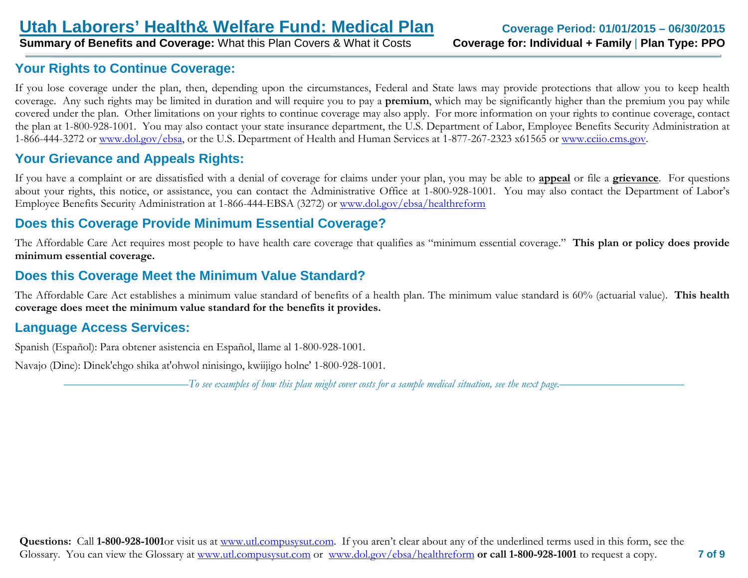## Your Rights to Continue Coverage:

If you lose coverage under the plan, then, depending upon the circumstances, Federal and State laws may provide protections that allow you to keep health coverage. Any such rights may be limited in duration and will require you to pay a **premium**, which may be significantly higher than the premium you pay while covered under the plan. Other limitations on your rights to continue coverage may also apply. For more information on your rights to continue coverage, contact the plan at 1-800-928-1001. You may also contact your state insurance department, the U.S. Department of Labor, Employee Benefits Security Administration at 1-866-444-3272 or www.dol.gov/ebsa, or the U.S. Department of Health and Human Services at 1-877-267-2323 x61565 or www.cciio.cms.gov.

## Your Grievance and Appeals Rights:

If you have a complaint or are dissatisfied with a denial of coverage for claims under your plan, you may be able to **appeal** or file a **grievance**. For questions about your rights, this notice, or assistance, you can contact the Administrative Office at 1-800-928-1001. You may also contact the Department of Labor's Employee Benefits Security Administration at 1-866-444-EBSA (3272) or www.dol.gov/ebsa/healthreform

## Does this Coverage Provide Minimum Essential Coverage?

The Affordable Care Act requires most people to have health care coverage that qualifies as "minimum essential coverage." **This plan or policy does provide minimum essential coverage.**

## Does this Coverage Meet the Minimum Value Standard?

The Affordable Care Act establishes a minimum value standard of benefits of a health plan. The minimum value standard is 60% (actuarial value). **This health coverage does meet the minimum value standard for the benefits it provides.**

## Language Access Services:

Spanish (Español): Para obtener asistencia en Español, llame al 1-800-928-1001.

Navajo (Dine): Dinek'ehgo shika at'ohwol ninisingo, kwiijigo holne' 1-800-928-1001.

*To see examples of how this plan might cover costs for a sample medical situation, see the next page.*

**Questions:** Call **1-800-928-1001** or visit us at www.utl.compusysut.com. If you aren't clear about any of the underlined terms used in this form, see the Glossary. You can view the Glossary at www.utl.compusysut.com or www.dol.gov/ebsa/healthreform **or call 1-800-928-1001** to request a copy.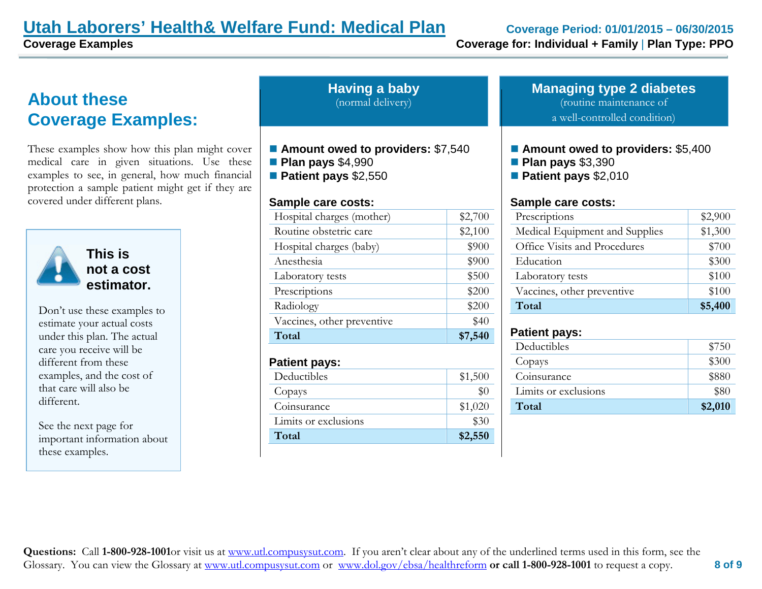# Utah Laborers' Health& Welfare Fund: Medical Plan

**Coverage Examples**

**Coverage Period: 01/01/2015 – 06/30/2015**

**Coverage for: Individual + Family | Plan Type: PPO**

## About these Coverage Examples:

These examples show how this plan might cover medical care in given situations. Use these examples to see, in general, how much financial protection a sample patient might get if they are covered under different plans.

**This is not a cost estimator.**

Don't use these examples to estimate your actual costs under this plan. The actual care you receive will be different from these examples, and the cost of that care will also be different.

See the next page for important information about these examples.

## Having a baby

(normal delivery)

- **Amount owed to providers:** $7,540
- **Plan pays** $4,990
- **Patient pays** $2,550

**Sample care costs:**

| Sample care costs | |
|---|---|
| Hospital charges (mother) | $2,700 |
| Routine obstetric care | $2,100 |
| Hospital charges (baby) | $900 |
| Anesthesia | $900 |
| Laboratory tests | $500 |
| Prescriptions | $200 |
| Radiology | $200 |
| Vaccines, other preventive | $40 |
| **Total** | **$7,540** |

**Patient pays:**

| Patient pays | |
|---|---|
| Deductibles | $1,500 |
| Copays | $0 |
| Coinsurance | $1,020 |
| Limits or exclusions | $30 |
| **Total** | **$2,550** |

## Managing type 2 diabetes

(routine maintenance of a well-controlled condition)

- **Amount owed to providers:** $5,400
- **Plan pays** $3,390
- **Patient pays** $2,010

**Sample care costs:**

| Sample care costs | |
|---|---|
| Prescriptions | $2,900 |
| Medical Equipment and Supplies | $1,300 |
| Office Visits and Procedures | $700 |
| Education | $300 |
| Laboratory tests | $100 |
| Vaccines, other preventive | $100 |
| **Total** | **$5,400** |

**Patient pays:**

| Patient pays | |
|---|---|
| Deductibles | $750 |
| Copays | $300 |
| Coinsurance | $880 |
| Limits or exclusions | $80 |
| **Total** | **$2,010** |

**Questions:** Call **1-800-928-1001**or visit us at www.utl.compusysut.com. If you aren't clear about any of the underlined terms used in this form, see the Glossary. You can view the Glossary at www.utl.compusysut.com or www.dol.gov/ebsa/healthreform **or call 1-800-928-1001** to request a copy.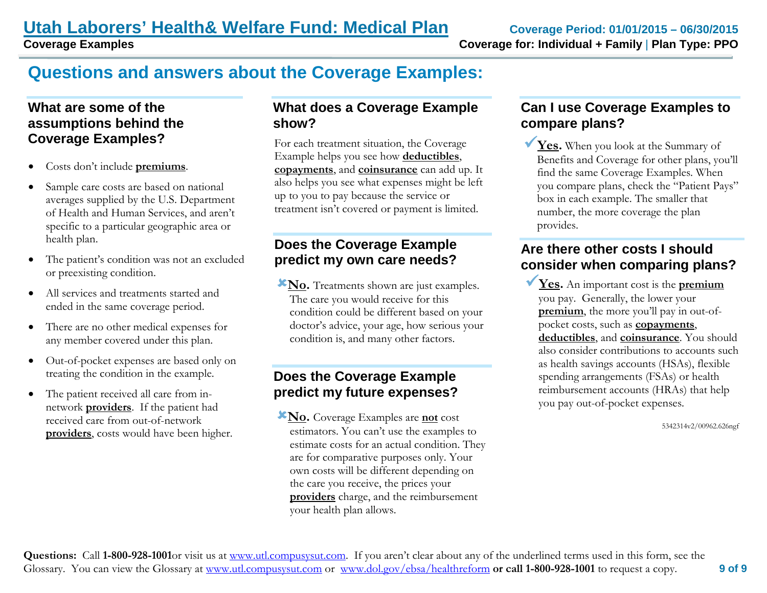## Questions and answers about the Coverage Examples:

### What are some of the assumptions behind the Coverage Examples?

- Costs don't include **premiums**.
- Sample care costs are based on national averages supplied by the U.S. Department of Health and Human Services, and aren't specific to a particular geographic area or health plan.
- The patient's condition was not an excluded or preexisting condition.
- All services and treatments started and ended in the same coverage period.
- There are no other medical expenses for any member covered under this plan.
- Out-of-pocket expenses are based only on treating the condition in the example.
- The patient received all care from in-network **providers**. If the patient had received care from out-of-network **providers**, costs would have been higher.

### What does a Coverage Example show?

For each treatment situation, the Coverage Example helps you see how **deductibles**, **copayments**, and **coinsurance** can add up. It also helps you see what expenses might be left up to you to pay because the service or treatment isn't covered or payment is limited.

### Does the Coverage Example predict my own care needs?

✘ **No.** Treatments shown are just examples. The care you would receive for this condition could be different based on your doctor's advice, your age, how serious your condition is, and many other factors.

### Does the Coverage Example predict my future expenses?

✘ **No.** Coverage Examples are **not** cost estimators. You can't use the examples to estimate costs for an actual condition. They are for comparative purposes only. Your own costs will be different depending on the care you receive, the prices your **providers** charge, and the reimbursement your health plan allows.

### Can I use Coverage Examples to compare plans?

✔ **Yes.** When you look at the Summary of Benefits and Coverage for other plans, you'll find the same Coverage Examples. When you compare plans, check the "Patient Pays" box in each example. The smaller that number, the more coverage the plan provides.

### Are there other costs I should consider when comparing plans?

✔ **Yes.** An important cost is the **premium** you pay. Generally, the lower your **premium**, the more you'll pay in out-of-pocket costs, such as **copayments**, **deductibles**, and **coinsurance**. You should also consider contributions to accounts such as health savings accounts (HSAs), flexible spending arrangements (FSAs) or health reimbursement accounts (HRAs) that help you pay out-of-pocket expenses.

5342314v2/00962.626ngf

**Questions:** Call **1-800-928-1001**or visit us at www.utl.compusysut.com. If you aren't clear about any of the underlined terms used in this form, see the Glossary. You can view the Glossary at www.utl.compusysut.com or www.dol.gov/ebsa/healthreform **or call 1-800-928-1001** to request a copy.